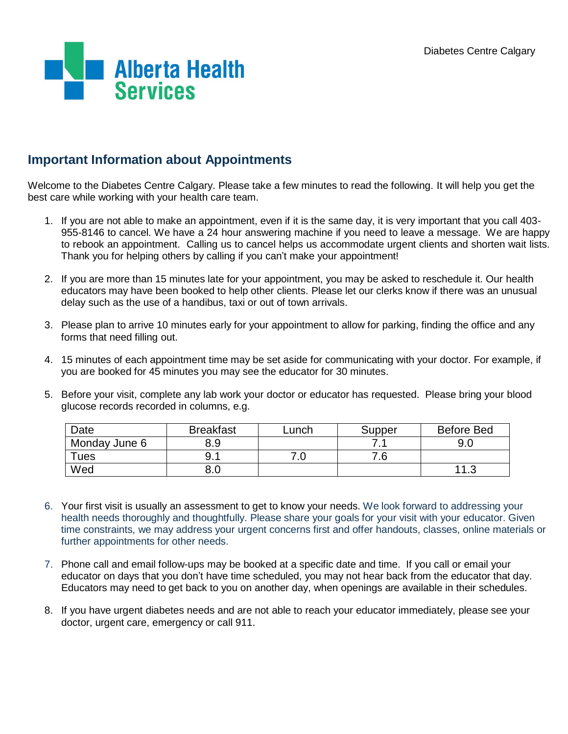Alberta Health Services

Diabetes Centre Calgary

## Important Information about Appointments

Welcome to the Diabetes Centre Calgary. Please take a few minutes to read the following. It will help you get the best care while working with your health care team.

1. If you are not able to make an appointment, even if it is the same day, it is very important that you call 403-955-8146 to cancel. We have a 24 hour answering machine if you need to leave a message. We are happy to rebook an appointment. Calling us to cancel helps us accommodate urgent clients and shorten wait lists. Thank you for helping others by calling if you can't make your appointment!

2. If you are more than 15 minutes late for your appointment, you may be asked to reschedule it. Our health educators may have been booked to help other clients. Please let our clerks know if there was an unusual delay such as the use of a handibus, taxi or out of town arrivals.

3. Please plan to arrive 10 minutes early for your appointment to allow for parking, finding the office and any forms that need filling out.

4. 15 minutes of each appointment time may be set aside for communicating with your doctor. For example, if you are booked for 45 minutes you may see the educator for 30 minutes.

5. Before your visit, complete any lab work your doctor or educator has requested. Please bring your blood glucose records recorded in columns, e.g.

| Date | Breakfast | Lunch | Supper | Before Bed |
|---|---|---|---|---|
| Monday June 6 | 8.9 | | 7.1 | 9.0 |
| Tues | 9.1 | 7.0 | 7.6 | |
| Wed | 8.0 | | | 11.3 |

6. Your first visit is usually an assessment to get to know your needs. We look forward to addressing your health needs thoroughly and thoughtfully. Please share your goals for your visit with your educator. Given time constraints, we may address your urgent concerns first and offer handouts, classes, online materials or further appointments for other needs.

7. Phone call and email follow-ups may be booked at a specific date and time. If you call or email your educator on days that you don't have time scheduled, you may not hear back from the educator that day. Educators may need to get back to you on another day, when openings are available in their schedules.

8. If you have urgent diabetes needs and are not able to reach your educator immediately, please see your doctor, urgent care, emergency or call 911.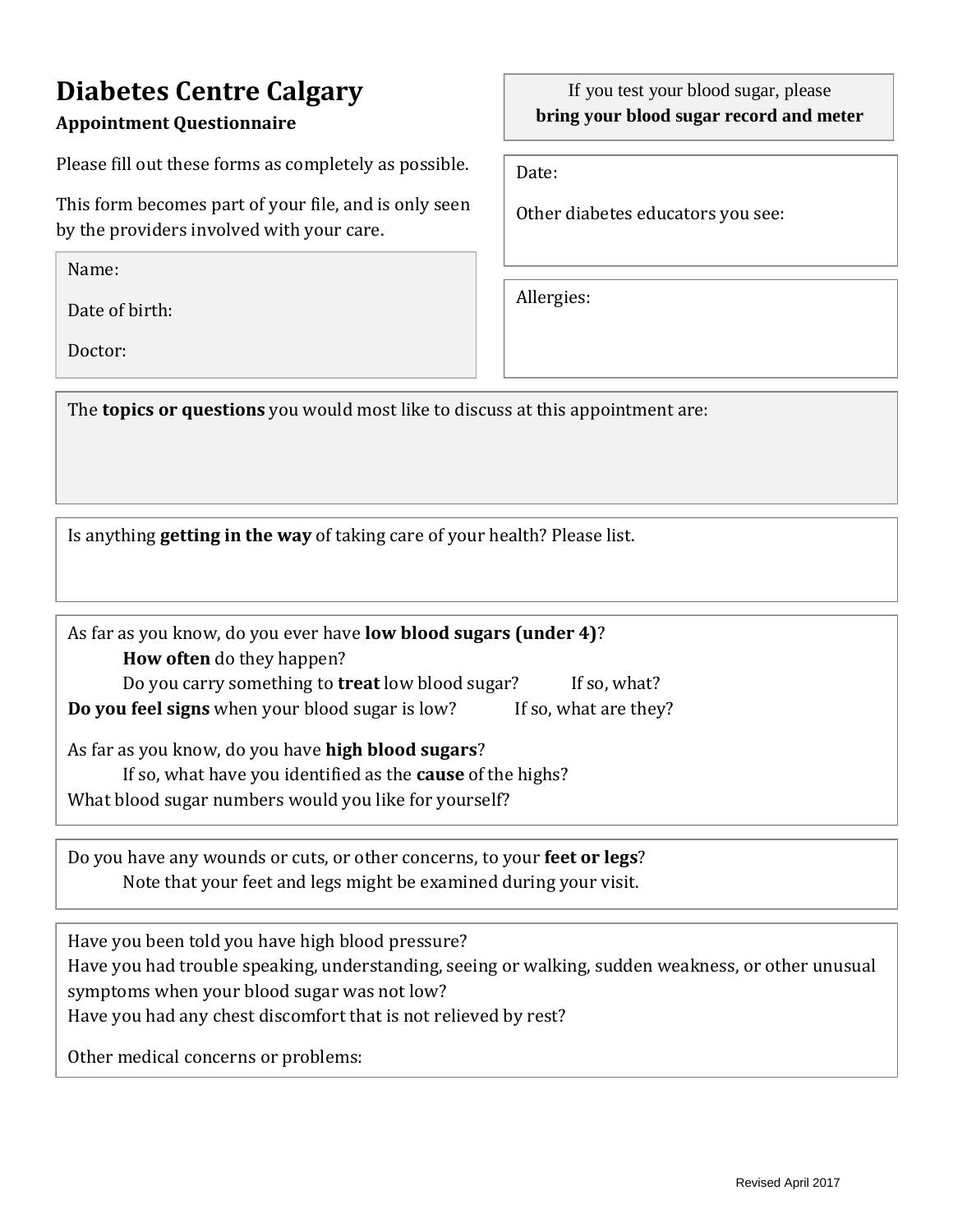# Diabetes Centre Calgary

**Appointment Questionnaire**

Please fill out these forms as completely as possible.

This form becomes part of your file, and is only seen by the providers involved with your care.

If you test your blood sugar, please **bring your blood sugar record and meter**

Name:

Date of birth:

Doctor:

Date:

Other diabetes educators you see:

Allergies:

The **topics or questions** you would most like to discuss at this appointment are:

Is anything **getting in the way** of taking care of your health? Please list.

As far as you know, do you ever have **low blood sugars (under 4)**?

**How often** do they happen?

Do you carry something to **treat** low blood sugar? If so, what?

**Do you feel signs** when your blood sugar is low? If so, what are they?

As far as you know, do you have **high blood sugars**?

If so, what have you identified as the **cause** of the highs?

What blood sugar numbers would you like for yourself?

Do you have any wounds or cuts, or other concerns, to your **feet or legs**?

Note that your feet and legs might be examined during your visit.

Have you been told you have high blood pressure?

Have you had trouble speaking, understanding, seeing or walking, sudden weakness, or other unusual symptoms when your blood sugar was not low?

Have you had any chest discomfort that is not relieved by rest?

Other medical concerns or problems:

Revised April 2017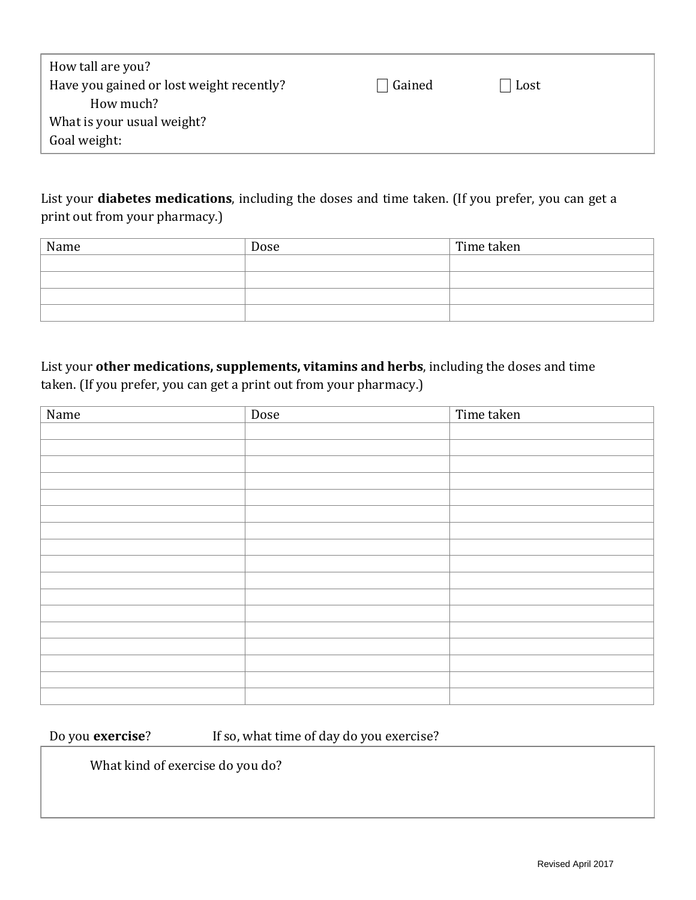How tall are you?

Have you gained or lost weight recently? ☐ Gained ☐ Lost

How much?

What is your usual weight?

Goal weight:

List your **diabetes medications**, including the doses and time taken. (If you prefer, you can get a print out from your pharmacy.)

| Name | Dose | Time taken |
| --- | --- | --- |
| | | |
| | | |
| | | |
| | | |

List your **other medications, supplements, vitamins and herbs**, including the doses and time taken. (If you prefer, you can get a print out from your pharmacy.)

| Name | Dose | Time taken |
| --- | --- | --- |
| | | |
| | | |
| | | |
| | | |
| | | |
| | | |
| | | |
| | | |
| | | |
| | | |
| | | |
| | | |
| | | |
| | | |
| | | |
| | | |
| | | |

Do you **exercise**? If so, what time of day do you exercise?

What kind of exercise do you do?

Revised April 2017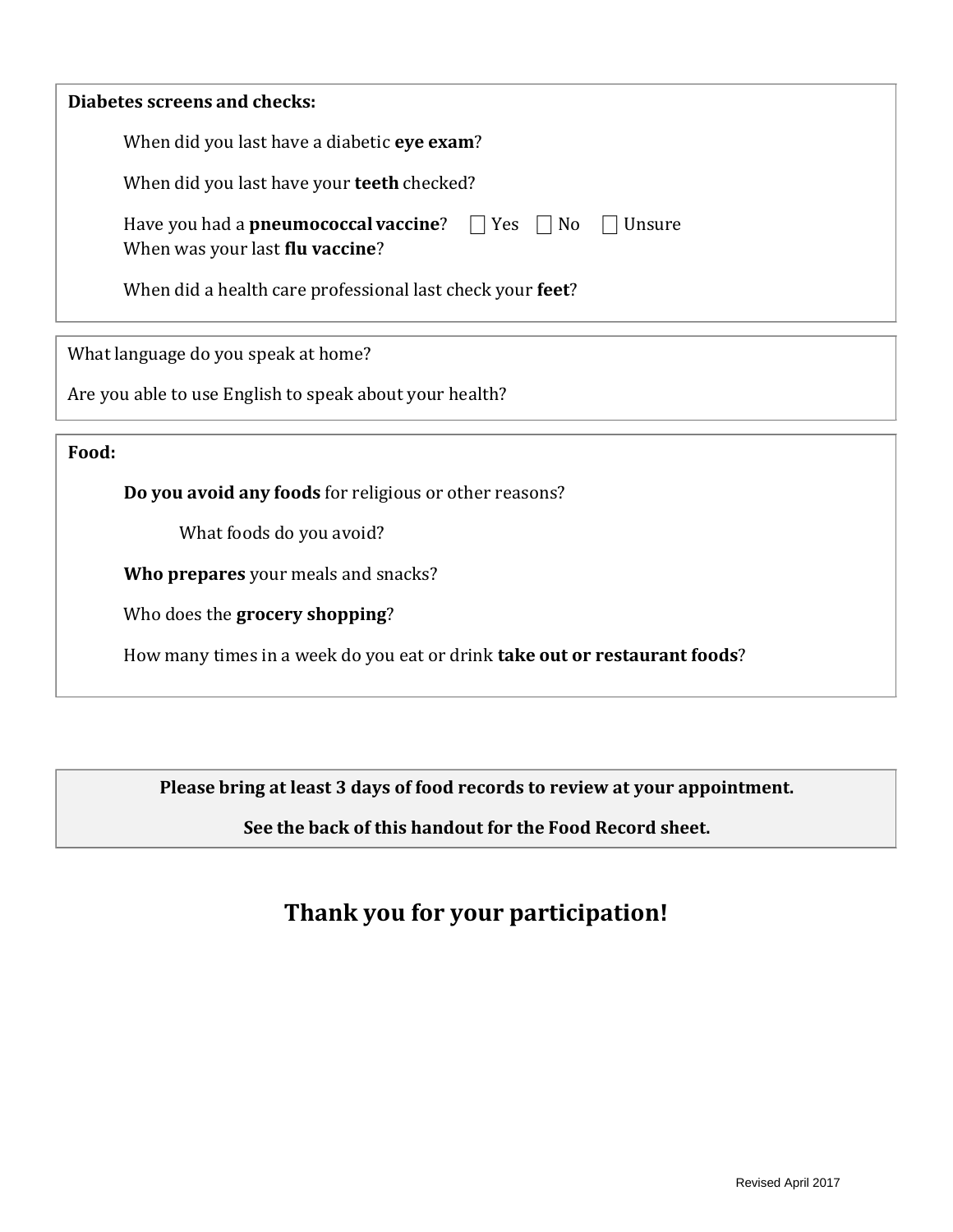**Diabetes screens and checks:**

When did you last have a diabetic **eye exam**?

When did you last have your **teeth** checked?

Have you had a **pneumococcal vaccine**? ☐ Yes ☐ No ☐ Unsure
When was your last **flu vaccine**?

When did a health care professional last check your **feet**?

What language do you speak at home?

Are you able to use English to speak about your health?

**Food:**

**Do you avoid any foods** for religious or other reasons?

What foods do you avoid?

**Who prepares** your meals and snacks?

Who does the **grocery shopping**?

How many times in a week do you eat or drink **take out or restaurant foods**?

**Please bring at least 3 days of food records to review at your appointment.**

**See the back of this handout for the Food Record sheet.**

## Thank you for your participation!

Revised April 2017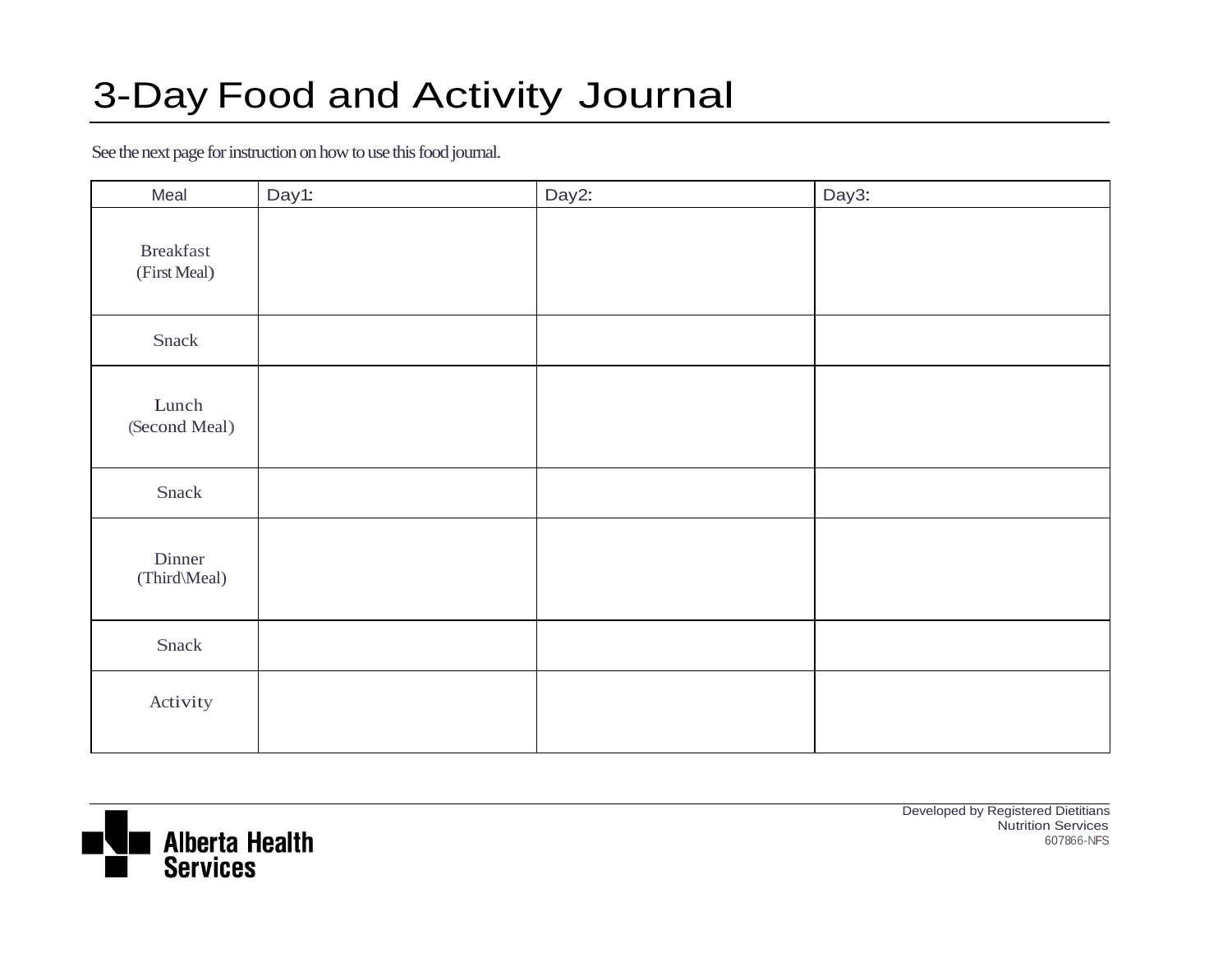# 3-Day Food and Activity Journal

See the next page for instruction on how to use this food journal.

| Meal | Day1: | Day2: | Day3: |
|---|---|---|---|
| Breakfast (First Meal) | | | |
| Snack | | | |
| Lunch (Second Meal) | | | |
| Snack | | | |
| Dinner (Third\Meal) | | | |
| Snack | | | |
| Activity | | | |

Alberta Health Services

Developed by Registered Dietitians
Nutrition Services
607866-NFS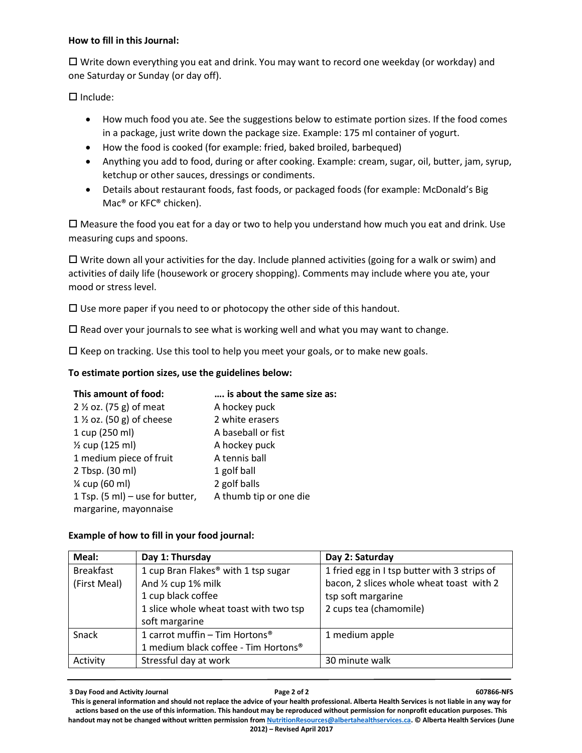**How to fill in this Journal:**

☐ Write down everything you eat and drink. You may want to record one weekday (or workday) and one Saturday or Sunday (or day off).

☐ Include:

- How much food you ate. See the suggestions below to estimate portion sizes. If the food comes in a package, just write down the package size. Example: 175 ml container of yogurt.
- How the food is cooked (for example: fried, baked broiled, barbequed)
- Anything you add to food, during or after cooking. Example: cream, sugar, oil, butter, jam, syrup, ketchup or other sauces, dressings or condiments.
- Details about restaurant foods, fast foods, or packaged foods (for example: McDonald's Big Mac® or KFC® chicken).

☐ Measure the food you eat for a day or two to help you understand how much you eat and drink. Use measuring cups and spoons.

☐ Write down all your activities for the day. Include planned activities (going for a walk or swim) and activities of daily life (housework or grocery shopping). Comments may include where you ate, your mood or stress level.

☐ Use more paper if you need to or photocopy the other side of this handout.

☐ Read over your journals to see what is working well and what you may want to change.

☐ Keep on tracking. Use this tool to help you meet your goals, or to make new goals.

**To estimate portion sizes, use the guidelines below:**

| This amount of food: | …. is about the same size as: |
|---|---|
| 2 ½ oz. (75 g) of meat | A hockey puck |
| 1 ½ oz. (50 g) of cheese | 2 white erasers |
| 1 cup (250 ml) | A baseball or fist |
| ½ cup (125 ml) | A hockey puck |
| 1 medium piece of fruit | A tennis ball |
| 2 Tbsp. (30 ml) | 1 golf ball |
| ¼ cup (60 ml) | 2 golf balls |
| 1 Tsp. (5 ml) – use for butter, margarine, mayonnaise | A thumb tip or one die |

**Example of how to fill in your food journal:**

| Meal: | Day 1: Thursday | Day 2: Saturday |
|---|---|---|
| Breakfast (First Meal) | 1 cup Bran Flakes® with 1 tsp sugar And ½ cup 1% milk<br>1 cup black coffee<br>1 slice whole wheat toast with two tsp soft margarine | 1 fried egg in I tsp butter with 3 strips of bacon, 2 slices whole wheat toast with 2 tsp soft margarine<br>2 cups tea (chamomile) |
| Snack | 1 carrot muffin – Tim Hortons®<br>1 medium black coffee - Tim Hortons® | 1 medium apple |
| Activity | Stressful day at work | 30 minute walk |

**3 Day Food and Activity Journal** **607866-NFS**

**This is general information and should not replace the advice of your health professional. Alberta Health Services is not liable in any way for actions based on the use of this information. This handout may be reproduced without permission for nonprofit education purposes. This handout may not be changed without written permission from NutritionResources@albertahealthservices.ca. © Alberta Health Services (June 2012) – Revised April 2017**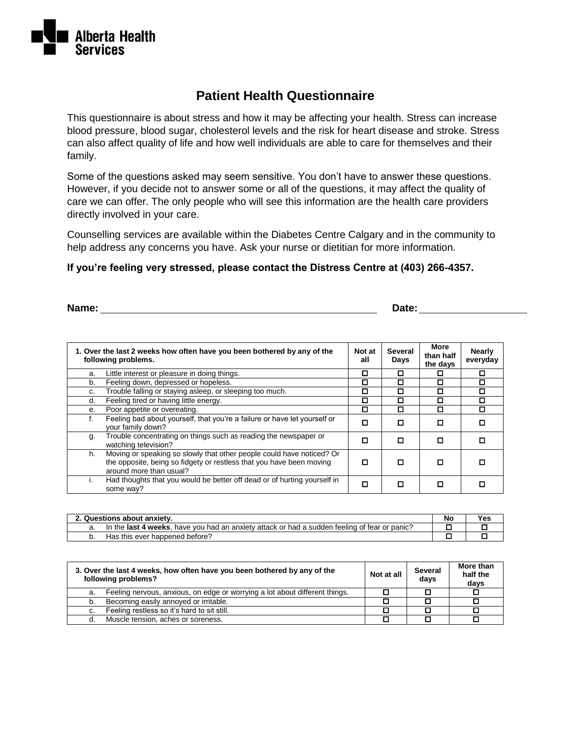Alberta Health Services

# Patient Health Questionnaire

This questionnaire is about stress and how it may be affecting your health. Stress can increase blood pressure, blood sugar, cholesterol levels and the risk for heart disease and stroke. Stress can also affect quality of life and how well individuals are able to care for themselves and their family.

Some of the questions asked may seem sensitive. You don't have to answer these questions. However, if you decide not to answer some or all of the questions, it may affect the quality of care we can offer. The only people who will see this information are the health care providers directly involved in your care.

Counselling services are available within the Diabetes Centre Calgary and in the community to help address any concerns you have. Ask your nurse or dietitian for more information.

**If you're feeling very stressed, please contact the Distress Centre at (403) 266-4357.**

**Name:** ______________________________ **Date:** ______________

| 1. Over the last 2 weeks how often have you been bothered by any of the following problems. | Not at all | Several Days | More than half the days | Nearly everyday |
|---|---|---|---|---|
| a. Little interest or pleasure in doing things. | ☐ | ☐ | ☐ | ☐ |
| b. Feeling down, depressed or hopeless. | ☐ | ☐ | ☐ | ☐ |
| c. Trouble falling or staying asleep, or sleeping too much. | ☐ | ☐ | ☐ | ☐ |
| d. Feeling tired or having little energy. | ☐ | ☐ | ☐ | ☐ |
| e. Poor appetite or overeating. | ☐ | ☐ | ☐ | ☐ |
| f. Feeling bad about yourself, that you're a failure or have let yourself or your family down? | ☐ | ☐ | ☐ | ☐ |
| g. Trouble concentrating on things such as reading the newspaper or watching television? | ☐ | ☐ | ☐ | ☐ |
| h. Moving or speaking so slowly that other people could have noticed? Or the opposite, being so fidgety or restless that you have been moving around more than usual? | ☐ | ☐ | ☐ | ☐ |
| i. Had thoughts that you would be better off dead or of hurting yourself in some way? | ☐ | ☐ | ☐ | ☐ |

| 2. Questions about anxiety. | No | Yes |
|---|---|---|
| a. In the **last 4 weeks**, have you had an anxiety attack or had a sudden feeling of fear or panic? | ☐ | ☐ |
| b. Has this ever happened before? | ☐ | ☐ |

| 3. Over the last 4 weeks, how often have you been bothered by any of the following problems? | Not at all | Several days | More than half the days |
|---|---|---|---|
| a. Feeling nervous, anxious, on edge or worrying a lot about different things. | ☐ | ☐ | ☐ |
| b. Becoming easily annoyed or irritable. | ☐ | ☐ | ☐ |
| c. Feeling restless so it's hard to sit still. | ☐ | ☐ | ☐ |
| d. Muscle tension, aches or soreness. | ☐ | ☐ | ☐ |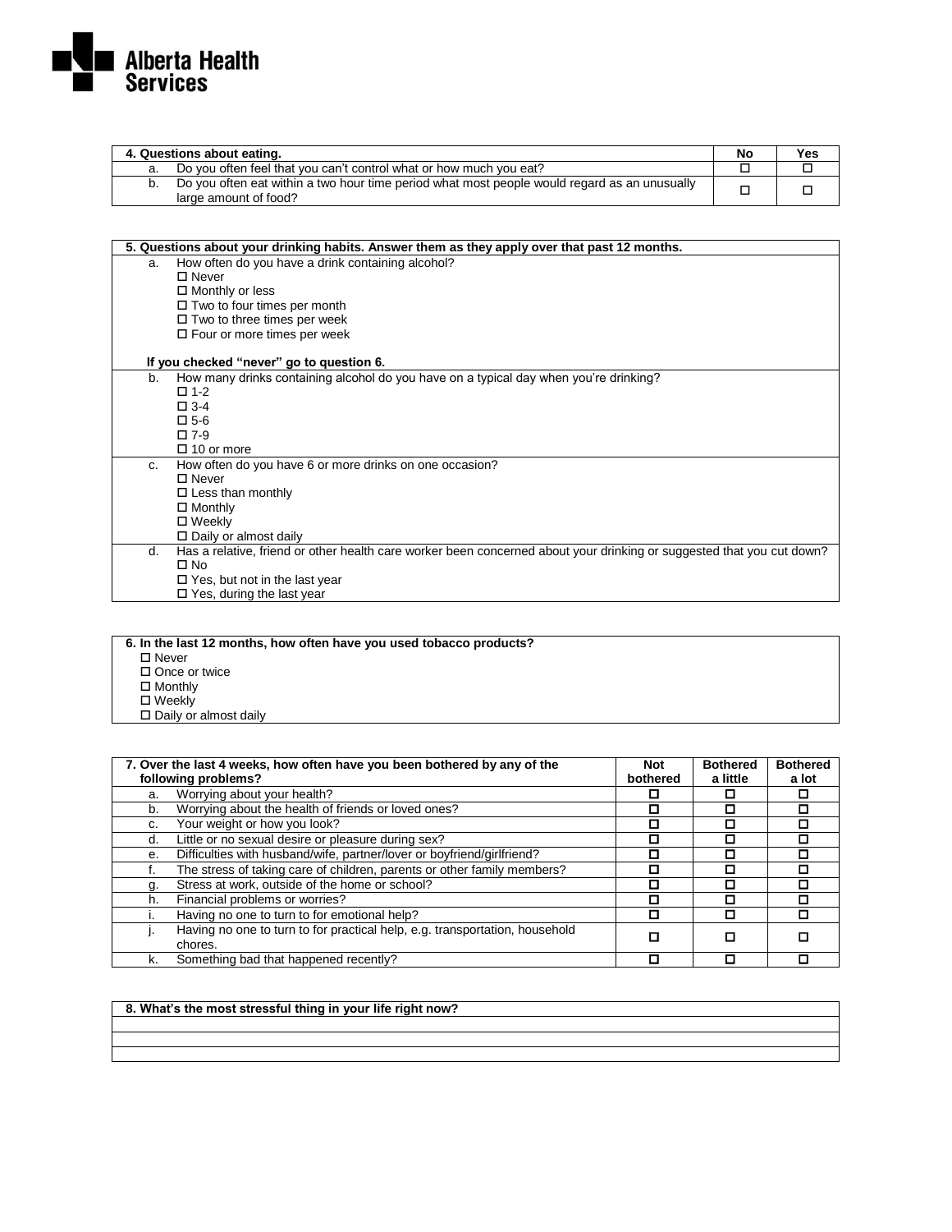| 4. Questions about eating. | No | Yes |
| --- | --- | --- |
| a. Do you often feel that you can't control what or how much you eat? | ☐ | ☐ |
| b. Do you often eat within a two hour time period what most people would regard as an unusually large amount of food? | ☐ | ☐ |

**5. Questions about your drinking habits. Answer them as they apply over that past 12 months.**

a. How often do you have a drink containing alcohol?
- ☐ Never
- ☐ Monthly or less
- ☐ Two to four times per month
- ☐ Two to three times per week
- ☐ Four or more times per week

**If you checked "never" go to question 6.**

b. How many drinks containing alcohol do you have on a typical day when you're drinking?
- ☐ 1-2
- ☐ 3-4
- ☐ 5-6
- ☐ 7-9
- ☐ 10 or more

c. How often do you have 6 or more drinks on one occasion?
- ☐ Never
- ☐ Less than monthly
- ☐ Monthly
- ☐ Weekly
- ☐ Daily or almost daily

d. Has a relative, friend or other health care worker been concerned about your drinking or suggested that you cut down?
- ☐ No
- ☐ Yes, but not in the last year
- ☐ Yes, during the last year

**6. In the last 12 months, how often have you used tobacco products?**
- ☐ Never
- ☐ Once or twice
- ☐ Monthly
- ☐ Weekly
- ☐ Daily or almost daily

| 7. Over the last 4 weeks, how often have you been bothered by any of the following problems? | Not bothered | Bothered a little | Bothered a lot |
| --- | --- | --- | --- |
| a. Worrying about your health? | ☐ | ☐ | ☐ |
| b. Worrying about the health of friends or loved ones? | ☐ | ☐ | ☐ |
| c. Your weight or how you look? | ☐ | ☐ | ☐ |
| d. Little or no sexual desire or pleasure during sex? | ☐ | ☐ | ☐ |
| e. Difficulties with husband/wife, partner/lover or boyfriend/girlfriend? | ☐ | ☐ | ☐ |
| f. The stress of taking care of children, parents or other family members? | ☐ | ☐ | ☐ |
| g. Stress at work, outside of the home or school? | ☐ | ☐ | ☐ |
| h. Financial problems or worries? | ☐ | ☐ | ☐ |
| i. Having no one to turn to for emotional help? | ☐ | ☐ | ☐ |
| j. Having no one to turn to for practical help, e.g. transportation, household chores. | ☐ | ☐ | ☐ |
| k. Something bad that happened recently? | ☐ | ☐ | ☐ |

| 8. What's the most stressful thing in your life right now? |
| --- |
| |
| |
| |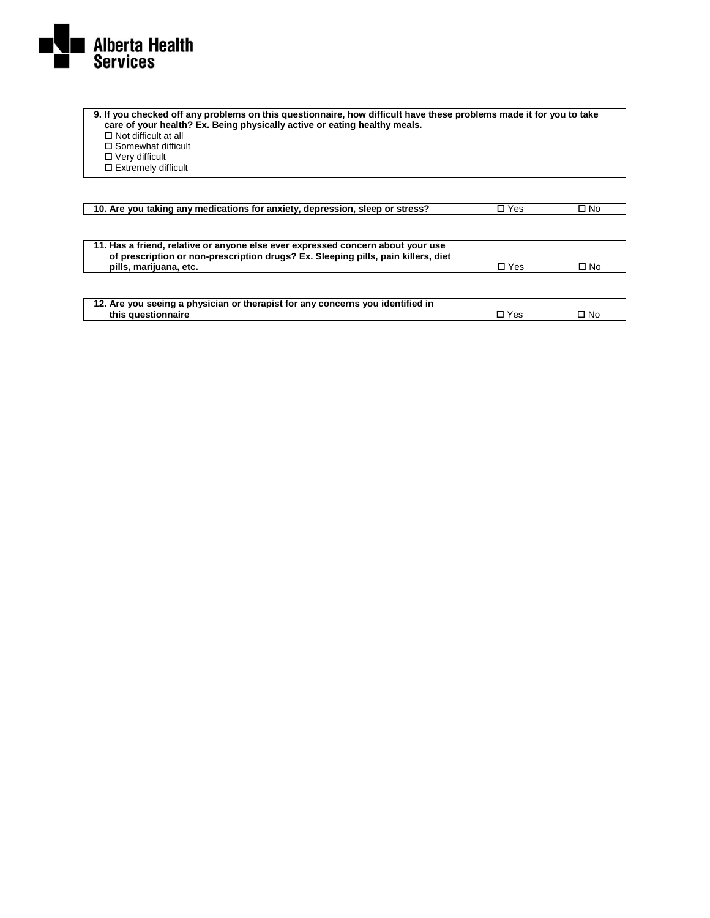Alberta Health Services

**9. If you checked off any problems on this questionnaire, how difficult have these problems made it for you to take care of your health? Ex. Being physically active or eating healthy meals.**

- ☐ Not difficult at all
- ☐ Somewhat difficult
- ☐ Very difficult
- ☐ Extremely difficult

| | | |
|---|---|---|
| **10. Are you taking any medications for anxiety, depression, sleep or stress?** | ☐ Yes | ☐ No |

| | | |
|---|---|---|
| **11. Has a friend, relative or anyone else ever expressed concern about your use of prescription or non-prescription drugs? Ex. Sleeping pills, pain killers, diet pills, marijuana, etc.** | ☐ Yes | ☐ No |

| | | |
|---|---|---|
| **12. Are you seeing a physician or therapist for any concerns you identified in this questionnaire** | ☐ Yes | ☐ No |